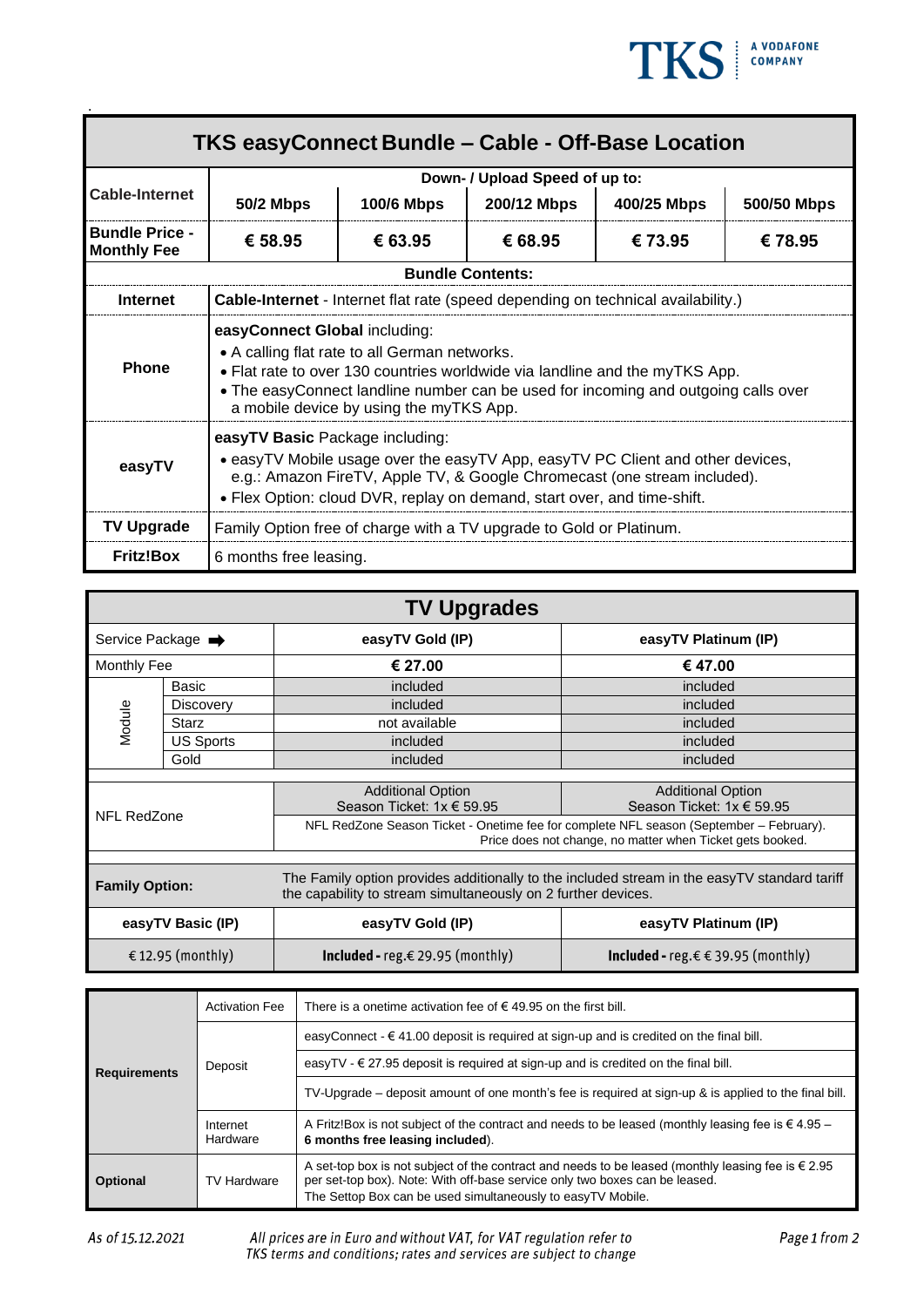TKS A VODAFONE COMPANY

## TKS easyConnect Bundle – Cable - Off-Base Location

| Cable-Internet | Down- / Upload Speed of up to: | | | | |
|---|---|---|---|---|---|
| | **50/2 Mbps** | **100/6 Mbps** | **200/12 Mbps** | **400/25 Mbps** | **500/50 Mbps** |
| **Bundle Price - Monthly Fee** | **€ 58.95** | **€ 63.95** | **€ 68.95** | **€ 73.95** | **€ 78.95** |

**Bundle Contents:**

| | |
|---|---|
| **Internet** | **Cable-Internet** - Internet flat rate (speed depending on technical availability.) |
| **Phone** | **easyConnect Global** including:<br>• A calling flat rate to all German networks.<br>• Flat rate to over 130 countries worldwide via landline and the myTKS App.<br>• The easyConnect landline number can be used for incoming and outgoing calls over a mobile device by using the myTKS App. |
| **easyTV** | **easyTV Basic** Package including:<br>• easyTV Mobile usage over the easyTV App, easyTV PC Client and other devices, e.g.: Amazon FireTV, Apple TV, & Google Chromecast (one stream included).<br>• Flex Option: cloud DVR, replay on demand, start over, and time-shift. |
| **TV Upgrade** | Family Option free of charge with a TV upgrade to Gold or Platinum. |
| **Fritz!Box** | 6 months free leasing. |

## TV Upgrades

| Service Package ➡ | | **easyTV Gold (IP)** | **easyTV Platinum (IP)** |
|---|---|---|---|
| Monthly Fee | | **€ 27.00** | **€ 47.00** |
| Module | Basic | included | included |
| | Discovery | included | included |
| | Starz | not available | included |
| | US Sports | included | included |
| | Gold | included | included |
| NFL RedZone | | Additional Option<br>Season Ticket: 1x € 59.95 | Additional Option<br>Season Ticket: 1x € 59.95 |
| | | NFL RedZone Season Ticket - Onetime fee for complete NFL season (September – February). Price does not change, no matter when Ticket gets booked. | |
| **Family Option:** | | The Family option provides additionally to the included stream in the easyTV standard tariff the capability to stream simultaneously on 2 further devices. | |
| **easyTV Basic (IP)** | | **easyTV Gold (IP)** | **easyTV Platinum (IP)** |
| € 12.95 (monthly) | | **Included** - reg.€ 29.95 (monthly) | **Included** - reg.€ € 39.95 (monthly) |

| | | |
|---|---|---|
| **Requirements** | Activation Fee | There is a onetime activation fee of € 49.95 on the first bill. |
| | Deposit | easyConnect - € 41.00 deposit is required at sign-up and is credited on the final bill. |
| | | easyTV - € 27.95 deposit is required at sign-up and is credited on the final bill. |
| | | TV-Upgrade – deposit amount of one month's fee is required at sign-up & is applied to the final bill. |
| | Internet Hardware | A Fritz!Box is not subject of the contract and needs to be leased (monthly leasing fee is € 4.95 – **6 months free leasing included**). |
| **Optional** | TV Hardware | A set-top box is not subject of the contract and needs to be leased (monthly leasing fee is € 2.95 per set-top box). Note: With off-base service only two boxes can be leased.<br>The Settop Box can be used simultaneously to easyTV Mobile. |

*As of 15.12.2021*

*All prices are in Euro and without VAT, for VAT regulation refer to TKS terms and conditions; rates and services are subject to change*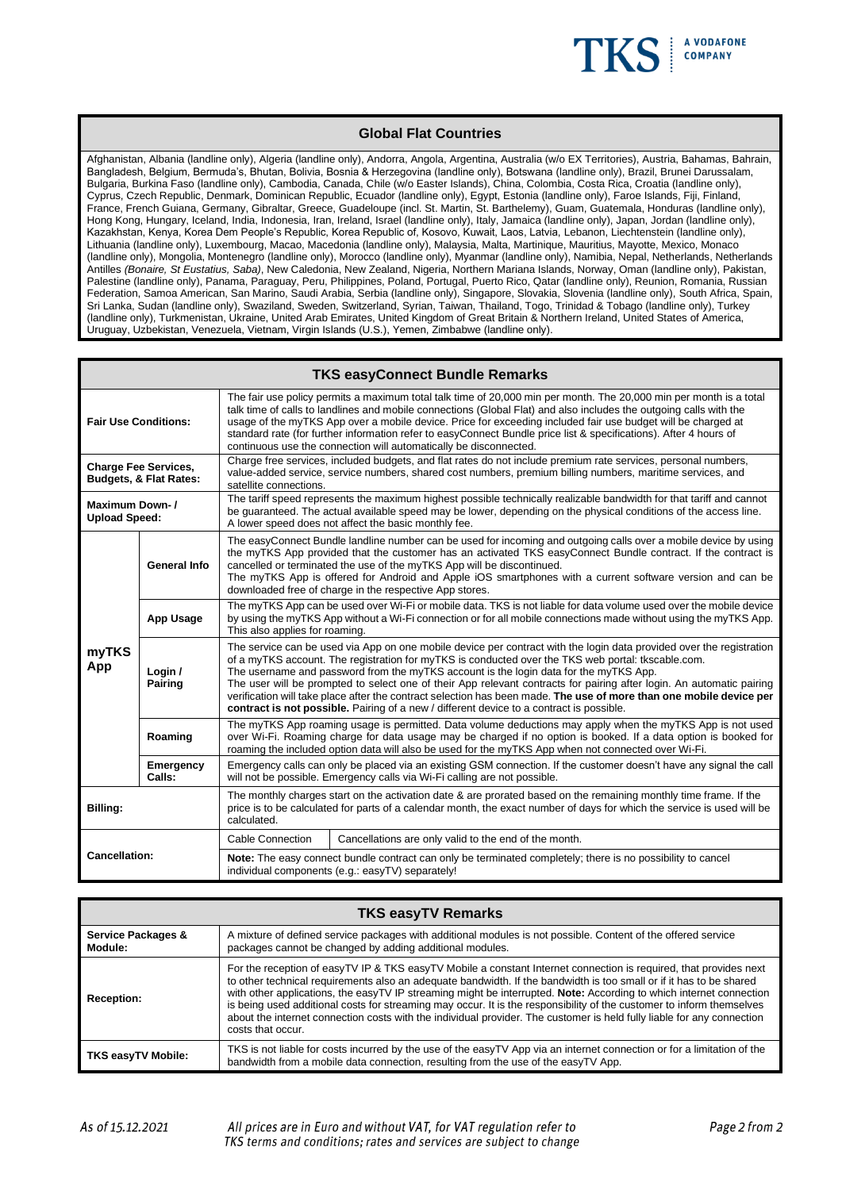## Global Flat Countries

Afghanistan, Albania (landline only), Algeria (landline only), Andorra, Angola, Argentina, Australia (w/o EX Territories), Austria, Bahamas, Bahrain, Bangladesh, Belgium, Bermuda's, Bhutan, Bolivia, Bosnia & Herzegovina (landline only), Botswana (landline only), Brazil, Brunei Darussalam, Bulgaria, Burkina Faso (landline only), Cambodia, Canada, Chile (w/o Easter Islands), China, Colombia, Costa Rica, Croatia (landline only), Cyprus, Czech Republic, Denmark, Dominican Republic, Ecuador (landline only), Egypt, Estonia (landline only), Faroe Islands, Fiji, Finland, France, French Guiana, Germany, Gibraltar, Greece, Guadeloupe (incl. St. Martin, St. Barthelemy), Guam, Guatemala, Honduras (landline only), Hong Kong, Hungary, Iceland, India, Indonesia, Iran, Ireland, Israel (landline only), Italy, Jamaica (landline only), Japan, Jordan (landline only), Kazakhstan, Kenya, Korea Dem People's Republic, Korea Republic of, Kosovo, Kuwait, Laos, Latvia, Lebanon, Liechtenstein (landline only), Lithuania (landline only), Luxembourg, Macao, Macedonia (landline only), Malaysia, Malta, Martinique, Mauritius, Mayotte, Mexico, Monaco (landline only), Mongolia, Montenegro (landline only), Morocco (landline only), Myanmar (landline only), Namibia, Nepal, Netherlands, Netherlands Antilles *(Bonaire, St Eustatius, Saba)*, New Caledonia, New Zealand, Nigeria, Northern Mariana Islands, Norway, Oman (landline only), Pakistan, Palestine (landline only), Panama, Paraguay, Peru, Philippines, Poland, Portugal, Puerto Rico, Qatar (landline only), Reunion, Romania, Russian Federation, Samoa American, San Marino, Saudi Arabia, Serbia (landline only), Singapore, Slovakia, Slovenia (landline only), South Africa, Spain, Sri Lanka, Sudan (landline only), Swaziland, Sweden, Switzerland, Syrian, Taiwan, Thailand, Togo, Trinidad & Tobago (landline only), Turkey (landline only), Turkmenistan, Ukraine, United Arab Emirates, United Kingdom of Great Britain & Northern Ireland, United States of America, Uruguay, Uzbekistan, Venezuela, Vietnam, Virgin Islands (U.S.), Yemen, Zimbabwe (landline only).

## TKS easyConnect Bundle Remarks

| | | |
|---|---|---|
| **Fair Use Conditions:** | | The fair use policy permits a maximum total talk time of 20,000 min per month. The 20,000 min per month is a total talk time of calls to landlines and mobile connections (Global Flat) and also includes the outgoing calls with the usage of the myTKS App over a mobile device. Price for exceeding included fair use budget will be charged at standard rate (for further information refer to easyConnect Bundle price list & specifications). After 4 hours of continuous use the connection will automatically be disconnected. |
| **Charge Fee Services, Budgets, & Flat Rates:** | | Charge free services, included budgets, and flat rates do not include premium rate services, personal numbers, value-added service, service numbers, shared cost numbers, premium billing numbers, maritime services, and satellite connections. |
| **Maximum Down- / Upload Speed:** | | The tariff speed represents the maximum highest possible technically realizable bandwidth for that tariff and cannot be guaranteed. The actual available speed may be lower, depending on the physical conditions of the access line. A lower speed does not affect the basic monthly fee. |
| **myTKS App** | **General Info** | The easyConnect Bundle landline number can be used for incoming and outgoing calls over a mobile device by using the myTKS App provided that the customer has an activated TKS easyConnect Bundle contract. If the contract is cancelled or terminated the use of the myTKS App will be discontinued.<br>The myTKS App is offered for Android and Apple iOS smartphones with a current software version and can be downloaded free of charge in the respective App stores. |
| | **App Usage** | The myTKS App can be used over Wi-Fi or mobile data. TKS is not liable for data volume used over the mobile device by using the myTKS App without a Wi-Fi connection or for all mobile connections made without using the myTKS App. This also applies for roaming. |
| | **Login / Pairing** | The service can be used via App on one mobile device per contract with the login data provided over the registration of a myTKS account. The registration for myTKS is conducted over the TKS web portal: tkscable.com.<br>The username and password from the myTKS account is the login data for the myTKS App.<br>The user will be prompted to select one of their App relevant contracts for pairing after login. An automatic pairing verification will take place after the contract selection has been made. **The use of more than one mobile device per contract is not possible.** Pairing of a new / different device to a contract is possible. |
| | **Roaming** | The myTKS App roaming usage is permitted. Data volume deductions may apply when the myTKS App is not used over Wi-Fi. Roaming charge for data usage may be charged if no option is booked. If a data option is booked for roaming the included option data will also be used for the myTKS App when not connected over Wi-Fi. |
| | **Emergency Calls:** | Emergency calls can only be placed via an existing GSM connection. If the customer doesn't have any signal the call will not be possible. Emergency calls via Wi-Fi calling are not possible. |
| **Billing:** | | The monthly charges start on the activation date & are prorated based on the remaining monthly time frame. If the price is to be calculated for parts of a calendar month, the exact number of days for which the service is used will be calculated. |
| **Cancellation:** | Cable Connection | Cancellations are only valid to the end of the month. |
| | | **Note:** The easy connect bundle contract can only be terminated completely; there is no possibility to cancel individual components (e.g.: easyTV) separately! |

## TKS easyTV Remarks

| | |
|---|---|
| **Service Packages & Module:** | A mixture of defined service packages with additional modules is not possible. Content of the offered service packages cannot be changed by adding additional modules. |
| **Reception:** | For the reception of easyTV IP & TKS easyTV Mobile a constant Internet connection is required, that provides next to other technical requirements also an adequate bandwidth. If the bandwidth is too small or if it has to be shared with other applications, the easyTV IP streaming might be interrupted. **Note:** According to which internet connection is being used additional costs for streaming may occur. It is the responsibility of the customer to inform themselves about the internet connection costs with the individual provider. The customer is held fully liable for any connection costs that occur. |
| **TKS easyTV Mobile:** | TKS is not liable for costs incurred by the use of the easyTV App via an internet connection or for a limitation of the bandwidth from a mobile data connection, resulting from the use of the easyTV App. |

*As of 15.12.2021*

*All prices are in Euro and without VAT, for VAT regulation refer to TKS terms and conditions; rates and services are subject to change*